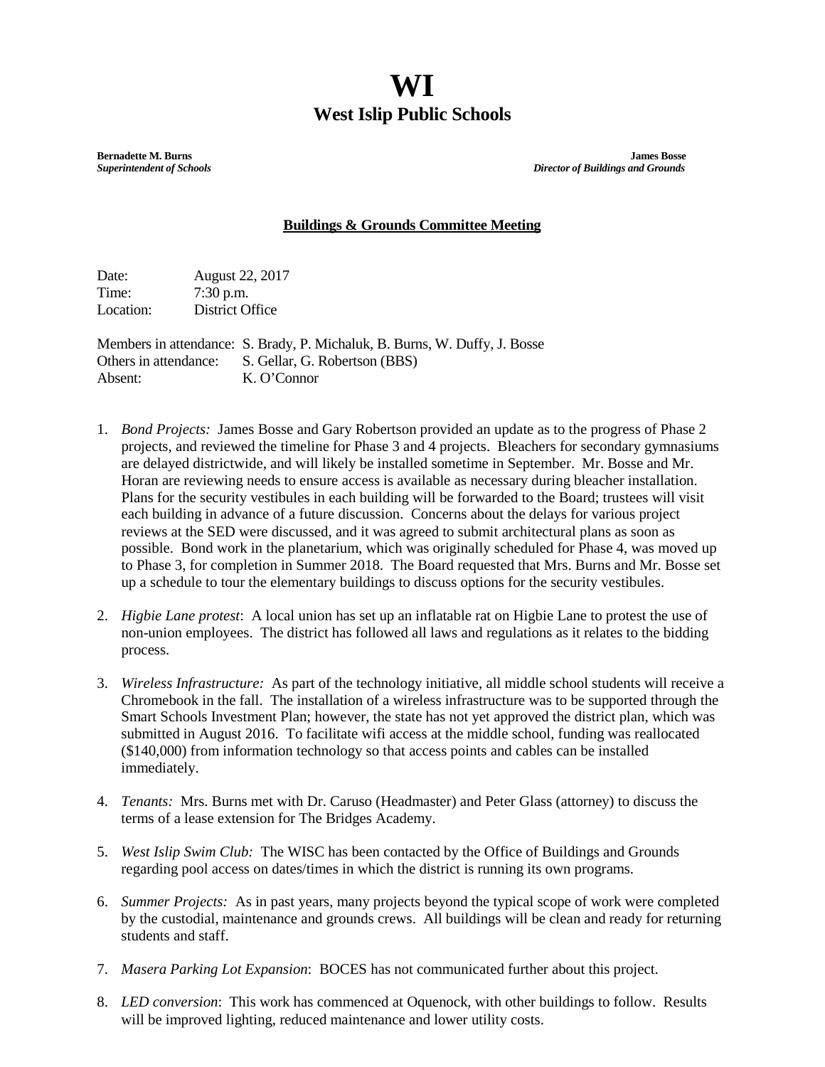# WI

## West Islip Public Schools

**Bernadette M. Burns**
***Superintendent of Schools***

**James Bosse**
***Director of Buildings and Grounds***

**Buildings & Grounds Committee Meeting**

Date: August 22, 2017
Time: 7:30 p.m.
Location: District Office

Members in attendance: S. Brady, P. Michaluk, B. Burns, W. Duffy, J. Bosse
Others in attendance: S. Gellar, G. Robertson (BBS)
Absent: K. O'Connor

1. *Bond Projects:* James Bosse and Gary Robertson provided an update as to the progress of Phase 2 projects, and reviewed the timeline for Phase 3 and 4 projects. Bleachers for secondary gymnasiums are delayed districtwide, and will likely be installed sometime in September. Mr. Bosse and Mr. Horan are reviewing needs to ensure access is available as necessary during bleacher installation. Plans for the security vestibules in each building will be forwarded to the Board; trustees will visit each building in advance of a future discussion. Concerns about the delays for various project reviews at the SED were discussed, and it was agreed to submit architectural plans as soon as possible. Bond work in the planetarium, which was originally scheduled for Phase 4, was moved up to Phase 3, for completion in Summer 2018. The Board requested that Mrs. Burns and Mr. Bosse set up a schedule to tour the elementary buildings to discuss options for the security vestibules.

2. *Higbie Lane protest*: A local union has set up an inflatable rat on Higbie Lane to protest the use of non-union employees. The district has followed all laws and regulations as it relates to the bidding process.

3. *Wireless Infrastructure:* As part of the technology initiative, all middle school students will receive a Chromebook in the fall. The installation of a wireless infrastructure was to be supported through the Smart Schools Investment Plan; however, the state has not yet approved the district plan, which was submitted in August 2016. To facilitate wifi access at the middle school, funding was reallocated ($140,000) from information technology so that access points and cables can be installed immediately.

4. *Tenants:* Mrs. Burns met with Dr. Caruso (Headmaster) and Peter Glass (attorney) to discuss the terms of a lease extension for The Bridges Academy.

5. *West Islip Swim Club:* The WISC has been contacted by the Office of Buildings and Grounds regarding pool access on dates/times in which the district is running its own programs.

6. *Summer Projects:* As in past years, many projects beyond the typical scope of work were completed by the custodial, maintenance and grounds crews. All buildings will be clean and ready for returning students and staff.

7. *Masera Parking Lot Expansion*: BOCES has not communicated further about this project.

8. *LED conversion*: This work has commenced at Oquenock, with other buildings to follow. Results will be improved lighting, reduced maintenance and lower utility costs.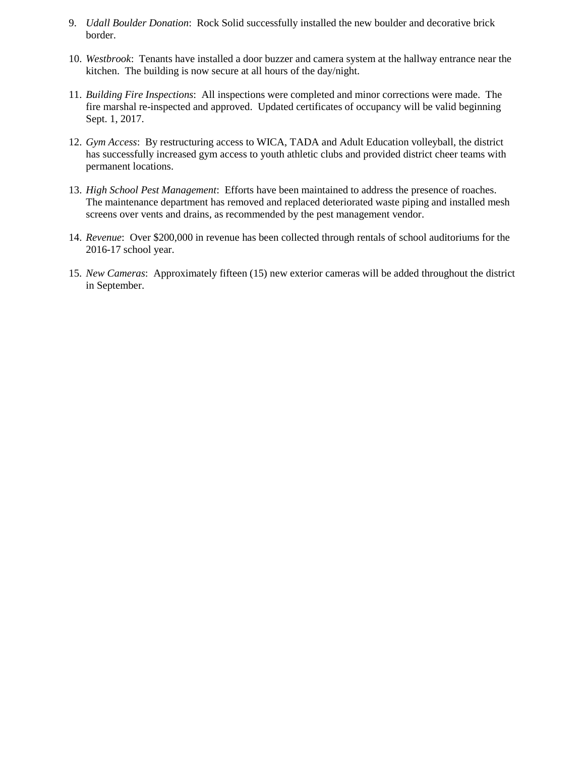9. *Udall Boulder Donation*: Rock Solid successfully installed the new boulder and decorative brick border.

10. *Westbrook*: Tenants have installed a door buzzer and camera system at the hallway entrance near the kitchen. The building is now secure at all hours of the day/night.

11. *Building Fire Inspections*: All inspections were completed and minor corrections were made. The fire marshal re-inspected and approved. Updated certificates of occupancy will be valid beginning Sept. 1, 2017.

12. *Gym Access*: By restructuring access to WICA, TADA and Adult Education volleyball, the district has successfully increased gym access to youth athletic clubs and provided district cheer teams with permanent locations.

13. *High School Pest Management*: Efforts have been maintained to address the presence of roaches. The maintenance department has removed and replaced deteriorated waste piping and installed mesh screens over vents and drains, as recommended by the pest management vendor.

14. *Revenue*: Over $200,000 in revenue has been collected through rentals of school auditoriums for the 2016-17 school year.

15. *New Cameras*: Approximately fifteen (15) new exterior cameras will be added throughout the district in September.